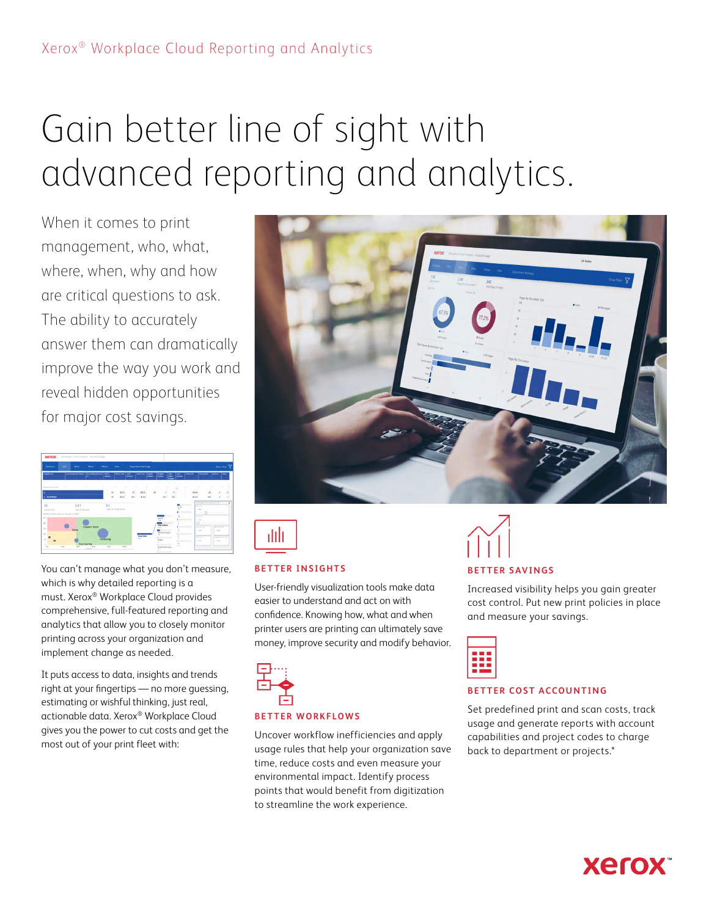Xerox® Workplace Cloud Reporting and Analytics

# Gain better line of sight with advanced reporting and analytics.

When it comes to print management, who, what, where, when, why and how are critical questions to ask. The ability to accurately answer them can dramatically improve the way you work and reveal hidden opportunities for major cost savings.

You can't manage what you don't measure, which is why detailed reporting is a must. Xerox® Workplace Cloud provides comprehensive, full-featured reporting and analytics that allow you to closely monitor printing across your organization and implement change as needed.

It puts access to data, insights and trends right at your fingertips — no more guessing, estimating or wishful thinking, just real, actionable data. Xerox® Workplace Cloud gives you the power to cut costs and get the most out of your print fleet with:

### BETTER INSIGHTS

User-friendly visualization tools make data easier to understand and act on with confidence. Knowing how, what and when printer users are printing can ultimately save money, improve security and modify behavior.

### BETTER WORKFLOWS

Uncover workflow inefficiencies and apply usage rules that help your organization save time, reduce costs and even measure your environmental impact. Identify process points that would benefit from digitization to streamline the work experience.

### BETTER SAVINGS

Increased visibility helps you gain greater cost control. Put new print policies in place and measure your savings.

### BETTER COST ACCOUNTING

Set predefined print and scan costs, track usage and generate reports with account capabilities and project codes to charge back to department or projects.*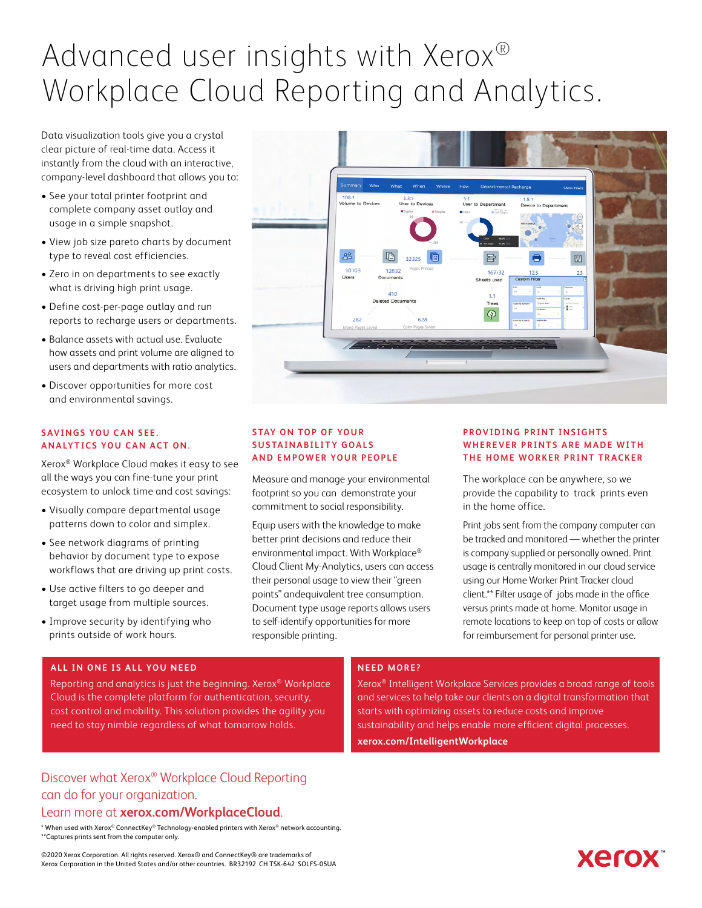# Advanced user insights with Xerox® Workplace Cloud Reporting and Analytics.

Data visualization tools give you a crystal clear picture of real-time data. Access it instantly from the cloud with an interactive, company-level dashboard that allows you to:

- See your total printer footprint and complete company asset outlay and usage in a simple snapshot.
- View job size pareto charts by document type to reveal cost efficiencies.
- Zero in on departments to see exactly what is driving high print usage.
- Define cost-per-page outlay and run reports to recharge users or departments.
- Balance assets with actual use. Evaluate how assets and print volume are aligned to users and departments with ratio analytics.
- Discover opportunities for more cost and environmental savings.

## SAVINGS YOU CAN SEE. ANALYTICS YOU CAN ACT ON.

Xerox® Workplace Cloud makes it easy to see all the ways you can fine-tune your print ecosystem to unlock time and cost savings:

- Visually compare departmental usage patterns down to color and simplex.
- See network diagrams of printing behavior by document type to expose workflows that are driving up print costs.
- Use active filters to go deeper and target usage from multiple sources.
- Improve security by identifying who prints outside of work hours.

## STAY ON TOP OF YOUR SUSTAINABILITY GOALS AND EMPOWER YOUR PEOPLE

Measure and manage your environmental footprint so you can demonstrate your commitment to social responsibility.

Equip users with the knowledge to make better print decisions and reduce their environmental impact. With Workplace® Cloud Client My-Analytics, users can access their personal usage to view their "green points" andequivalent tree consumption. Document type usage reports allows users to self-identify opportunities for more responsible printing.

## PROVIDING PRINT INSIGHTS WHEREVER PRINTS ARE MADE WITH THE HOME WORKER PRINT TRACKER

The workplace can be anywhere, so we provide the capability to track prints even in the home office.

Print jobs sent from the company computer can be tracked and monitored — whether the printer is company supplied or personally owned. Print usage is centrally monitored in our cloud service using our Home Worker Print Tracker cloud client.** Filter usage of jobs made in the office versus prints made at home. Monitor usage in remote locations to keep on top of costs or allow for reimbursement for personal printer use.

## ALL IN ONE IS ALL YOU NEED

Reporting and analytics is just the beginning. Xerox® Workplace Cloud is the complete platform for authentication, security, cost control and mobility. This solution provides the agility you need to stay nimble regardless of what tomorrow holds.

## NEED MORE?

Xerox® Intelligent Workplace Services provides a broad range of tools and services to help take our clients on a digital transformation that starts with optimizing assets to reduce costs and improve sustainability and helps enable more efficient digital processes.

**xerox.com/IntelligentWorkplace**

Discover what Xerox® Workplace Cloud Reporting can do for your organization.
Learn more at **xerox.com/WorkplaceCloud**.

* When used with Xerox® ConnectKey® Technology-enabled printers with Xerox® network accounting.
**Captures prints sent from the computer only.

©2020 Xerox Corporation. All rights reserved. Xerox® and ConnectKey® are trademarks of Xerox Corporation in the United States and/or other countries. BR32192 CH TSK-642 SOLFS-05UA